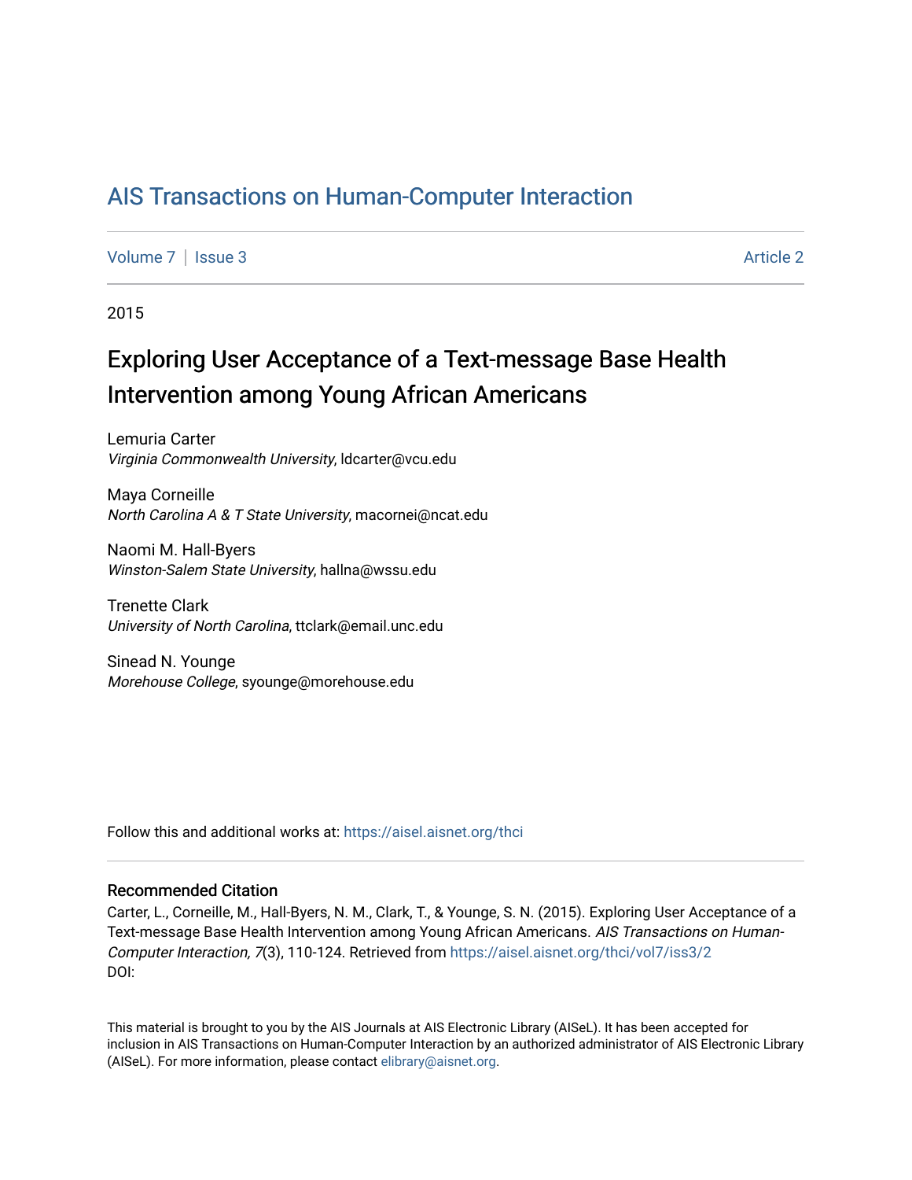# AIS Transactions on Human-Computer Interaction

Volume 7 | Issue 3 Article 2

2015

## Exploring User Acceptance of a Text-message Base Health Intervention among Young African Americans

Lemuria Carter
*Virginia Commonwealth University*, ldcarter@vcu.edu

Maya Corneille
*North Carolina A & T State University*, macornei@ncat.edu

Naomi M. Hall-Byers
*Winston-Salem State University*, hallna@wssu.edu

Trenette Clark
*University of North Carolina*, ttclark@email.unc.edu

Sinead N. Younge
*Morehouse College*, syounge@morehouse.edu

Follow this and additional works at: https://aisel.aisnet.org/thci

### Recommended Citation

Carter, L., Corneille, M., Hall-Byers, N. M., Clark, T., & Younge, S. N. (2015). Exploring User Acceptance of a Text-message Base Health Intervention among Young African Americans. *AIS Transactions on Human-Computer Interaction, 7*(3), 110-124. Retrieved from https://aisel.aisnet.org/thci/vol7/iss3/2
DOI:

This material is brought to you by the AIS Journals at AIS Electronic Library (AISeL). It has been accepted for inclusion in AIS Transactions on Human-Computer Interaction by an authorized administrator of AIS Electronic Library (AISeL). For more information, please contact elibrary@aisnet.org.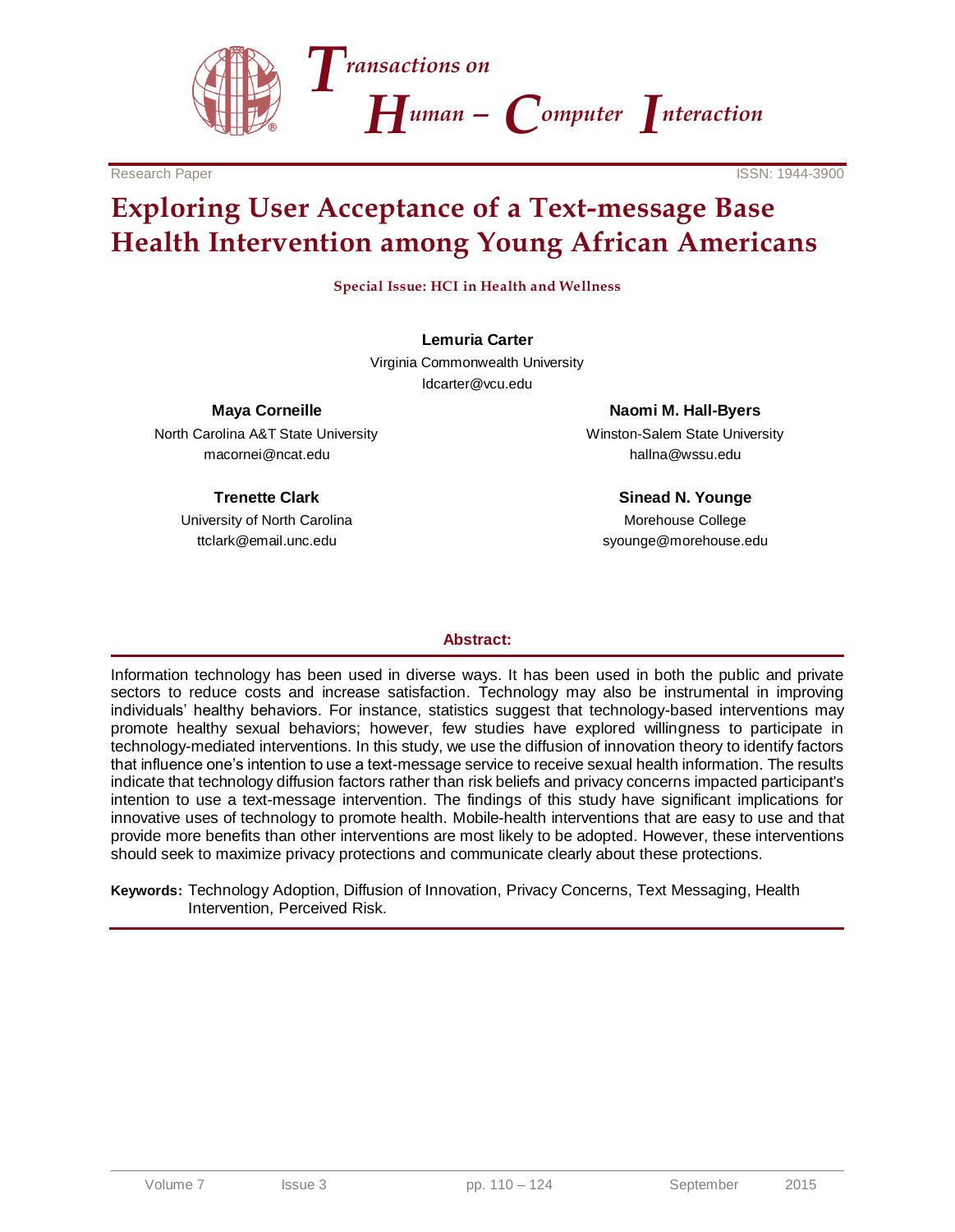Research Paper

ISSN: 1944-3900

# Exploring User Acceptance of a Text-message Base Health Intervention among Young African Americans

**Special Issue: HCI in Health and Wellness**

**Lemuria Carter**
Virginia Commonwealth University
ldcarter@vcu.edu

**Maya Corneille**
North Carolina A&T State University
macornei@ncat.edu

**Naomi M. Hall-Byers**
Winston-Salem State University
hallna@wssu.edu

**Trenette Clark**
University of North Carolina
ttclark@email.unc.edu

**Sinead N. Younge**
Morehouse College
syounge@morehouse.edu

## Abstract:

Information technology has been used in diverse ways. It has been used in both the public and private sectors to reduce costs and increase satisfaction. Technology may also be instrumental in improving individuals' healthy behaviors. For instance, statistics suggest that technology-based interventions may promote healthy sexual behaviors; however, few studies have explored willingness to participate in technology-mediated interventions. In this study, we use the diffusion of innovation theory to identify factors that influence one's intention to use a text-message service to receive sexual health information. The results indicate that technology diffusion factors rather than risk beliefs and privacy concerns impacted participant's intention to use a text-message intervention. The findings of this study have significant implications for innovative uses of technology to promote health. Mobile-health interventions that are easy to use and that provide more benefits than other interventions are most likely to be adopted. However, these interventions should seek to maximize privacy protections and communicate clearly about these protections.

**Keywords:** Technology Adoption, Diffusion of Innovation, Privacy Concerns, Text Messaging, Health Intervention, Perceived Risk.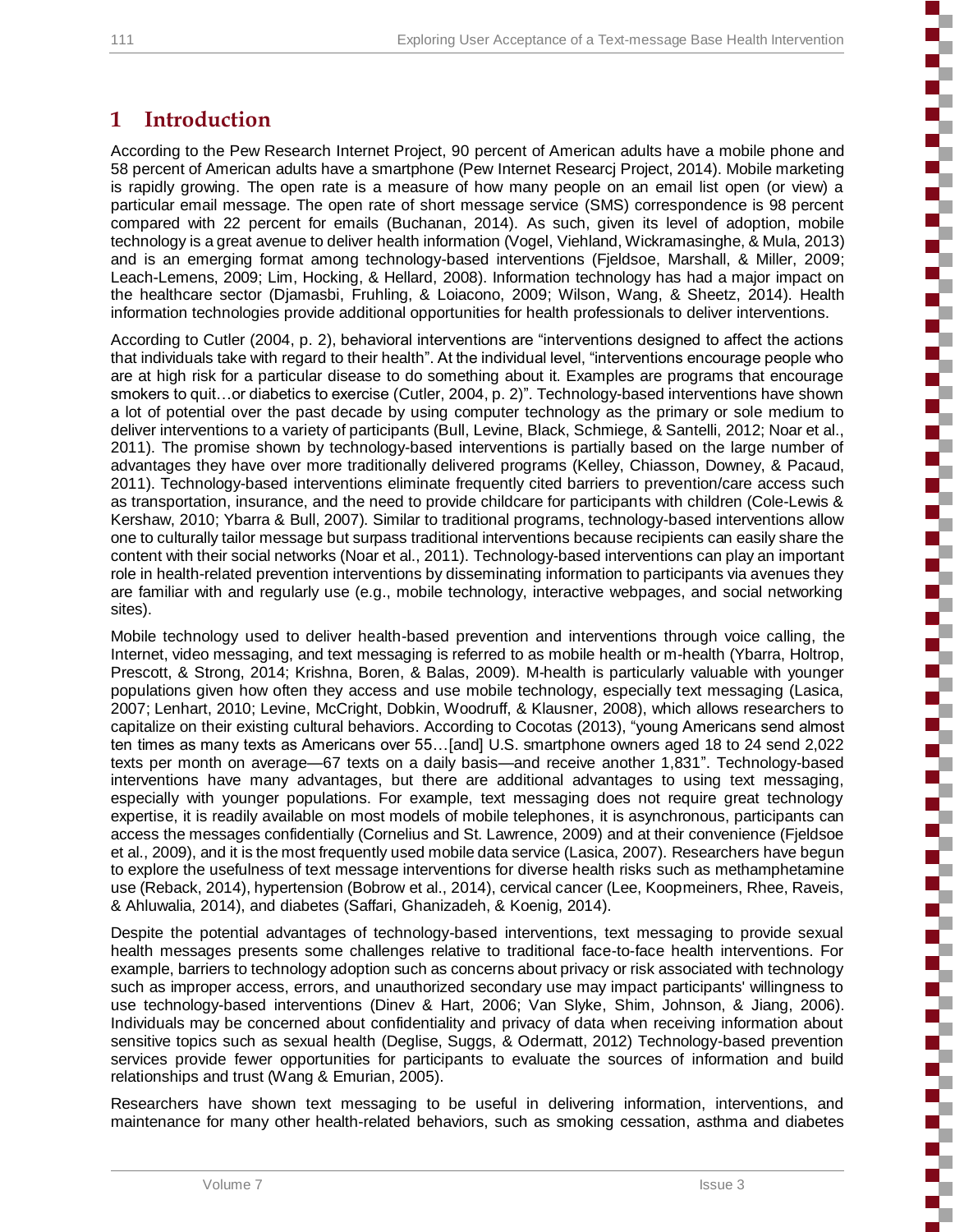# 1 Introduction

According to the Pew Research Internet Project, 90 percent of American adults have a mobile phone and 58 percent of American adults have a smartphone (Pew Internet Researcj Project, 2014). Mobile marketing is rapidly growing. The open rate is a measure of how many people on an email list open (or view) a particular email message. The open rate of short message service (SMS) correspondence is 98 percent compared with 22 percent for emails (Buchanan, 2014). As such, given its level of adoption, mobile technology is a great avenue to deliver health information (Vogel, Viehland, Wickramasinghe, & Mula, 2013) and is an emerging format among technology-based interventions (Fjeldsoe, Marshall, & Miller, 2009; Leach-Lemens, 2009; Lim, Hocking, & Hellard, 2008). Information technology has had a major impact on the healthcare sector (Djamasbi, Fruhling, & Loiacono, 2009; Wilson, Wang, & Sheetz, 2014). Health information technologies provide additional opportunities for health professionals to deliver interventions.

According to Cutler (2004, p. 2), behavioral interventions are "interventions designed to affect the actions that individuals take with regard to their health". At the individual level, "interventions encourage people who are at high risk for a particular disease to do something about it. Examples are programs that encourage smokers to quit…or diabetics to exercise (Cutler, 2004, p. 2)". Technology-based interventions have shown a lot of potential over the past decade by using computer technology as the primary or sole medium to deliver interventions to a variety of participants (Bull, Levine, Black, Schmiege, & Santelli, 2012; Noar et al., 2011). The promise shown by technology-based interventions is partially based on the large number of advantages they have over more traditionally delivered programs (Kelley, Chiasson, Downey, & Pacaud, 2011). Technology-based interventions eliminate frequently cited barriers to prevention/care access such as transportation, insurance, and the need to provide childcare for participants with children (Cole-Lewis & Kershaw, 2010; Ybarra & Bull, 2007). Similar to traditional programs, technology-based interventions allow one to culturally tailor message but surpass traditional interventions because recipients can easily share the content with their social networks (Noar et al., 2011). Technology-based interventions can play an important role in health-related prevention interventions by disseminating information to participants via avenues they are familiar with and regularly use (e.g., mobile technology, interactive webpages, and social networking sites).

Mobile technology used to deliver health-based prevention and interventions through voice calling, the Internet, video messaging, and text messaging is referred to as mobile health or m-health (Ybarra, Holtrop, Prescott, & Strong, 2014; Krishna, Boren, & Balas, 2009). M-health is particularly valuable with younger populations given how often they access and use mobile technology, especially text messaging (Lasica, 2007; Lenhart, 2010; Levine, McCright, Dobkin, Woodruff, & Klausner, 2008), which allows researchers to capitalize on their existing cultural behaviors. According to Cocotas (2013), "young Americans send almost ten times as many texts as Americans over 55…[and] U.S. smartphone owners aged 18 to 24 send 2,022 texts per month on average—67 texts on a daily basis—and receive another 1,831". Technology-based interventions have many advantages, but there are additional advantages to using text messaging, especially with younger populations. For example, text messaging does not require great technology expertise, it is readily available on most models of mobile telephones, it is asynchronous, participants can access the messages confidentially (Cornelius and St. Lawrence, 2009) and at their convenience (Fjeldsoe et al., 2009), and it is the most frequently used mobile data service (Lasica, 2007). Researchers have begun to explore the usefulness of text message interventions for diverse health risks such as methamphetamine use (Reback, 2014), hypertension (Bobrow et al., 2014), cervical cancer (Lee, Koopmeiners, Rhee, Raveis, & Ahluwalia, 2014), and diabetes (Saffari, Ghanizadeh, & Koenig, 2014).

Despite the potential advantages of technology-based interventions, text messaging to provide sexual health messages presents some challenges relative to traditional face-to-face health interventions. For example, barriers to technology adoption such as concerns about privacy or risk associated with technology such as improper access, errors, and unauthorized secondary use may impact participants' willingness to use technology-based interventions (Dinev & Hart, 2006; Van Slyke, Shim, Johnson, & Jiang, 2006). Individuals may be concerned about confidentiality and privacy of data when receiving information about sensitive topics such as sexual health (Deglise, Suggs, & Odermatt, 2012) Technology-based prevention services provide fewer opportunities for participants to evaluate the sources of information and build relationships and trust (Wang & Emurian, 2005).

Researchers have shown text messaging to be useful in delivering information, interventions, and maintenance for many other health-related behaviors, such as smoking cessation, asthma and diabetes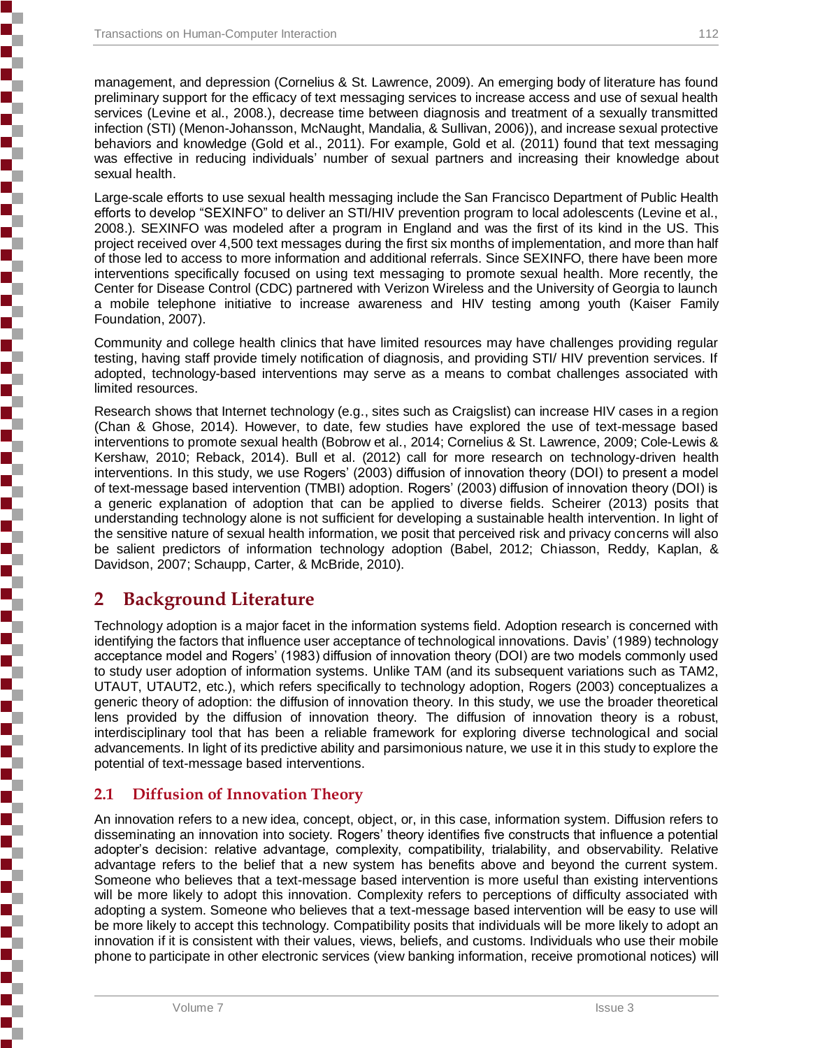management, and depression (Cornelius & St. Lawrence, 2009). An emerging body of literature has found preliminary support for the efficacy of text messaging services to increase access and use of sexual health services (Levine et al., 2008.), decrease time between diagnosis and treatment of a sexually transmitted infection (STI) (Menon-Johansson, McNaught, Mandalia, & Sullivan, 2006)), and increase sexual protective behaviors and knowledge (Gold et al., 2011). For example, Gold et al. (2011) found that text messaging was effective in reducing individuals' number of sexual partners and increasing their knowledge about sexual health.

Large-scale efforts to use sexual health messaging include the San Francisco Department of Public Health efforts to develop "SEXINFO" to deliver an STI/HIV prevention program to local adolescents (Levine et al., 2008.). SEXINFO was modeled after a program in England and was the first of its kind in the US. This project received over 4,500 text messages during the first six months of implementation, and more than half of those led to access to more information and additional referrals. Since SEXINFO, there have been more interventions specifically focused on using text messaging to promote sexual health. More recently, the Center for Disease Control (CDC) partnered with Verizon Wireless and the University of Georgia to launch a mobile telephone initiative to increase awareness and HIV testing among youth (Kaiser Family Foundation, 2007).

Community and college health clinics that have limited resources may have challenges providing regular testing, having staff provide timely notification of diagnosis, and providing STI/ HIV prevention services. If adopted, technology-based interventions may serve as a means to combat challenges associated with limited resources.

Research shows that Internet technology (e.g., sites such as Craigslist) can increase HIV cases in a region (Chan & Ghose, 2014). However, to date, few studies have explored the use of text-message based interventions to promote sexual health (Bobrow et al., 2014; Cornelius & St. Lawrence, 2009; Cole-Lewis & Kershaw, 2010; Reback, 2014). Bull et al. (2012) call for more research on technology-driven health interventions. In this study, we use Rogers' (2003) diffusion of innovation theory (DOI) to present a model of text-message based intervention (TMBI) adoption. Rogers' (2003) diffusion of innovation theory (DOI) is a generic explanation of adoption that can be applied to diverse fields. Scheirer (2013) posits that understanding technology alone is not sufficient for developing a sustainable health intervention. In light of the sensitive nature of sexual health information, we posit that perceived risk and privacy concerns will also be salient predictors of information technology adoption (Babel, 2012; Chiasson, Reddy, Kaplan, & Davidson, 2007; Schaupp, Carter, & McBride, 2010).

## 2 Background Literature

Technology adoption is a major facet in the information systems field. Adoption research is concerned with identifying the factors that influence user acceptance of technological innovations. Davis' (1989) technology acceptance model and Rogers' (1983) diffusion of innovation theory (DOI) are two models commonly used to study user adoption of information systems. Unlike TAM (and its subsequent variations such as TAM2, UTAUT, UTAUT2, etc.), which refers specifically to technology adoption, Rogers (2003) conceptualizes a generic theory of adoption: the diffusion of innovation theory. In this study, we use the broader theoretical lens provided by the diffusion of innovation theory. The diffusion of innovation theory is a robust, interdisciplinary tool that has been a reliable framework for exploring diverse technological and social advancements. In light of its predictive ability and parsimonious nature, we use it in this study to explore the potential of text-message based interventions.

### 2.1 Diffusion of Innovation Theory

An innovation refers to a new idea, concept, object, or, in this case, information system. Diffusion refers to disseminating an innovation into society. Rogers' theory identifies five constructs that influence a potential adopter's decision: relative advantage, complexity, compatibility, trialability, and observability. Relative advantage refers to the belief that a new system has benefits above and beyond the current system. Someone who believes that a text-message based intervention is more useful than existing interventions will be more likely to adopt this innovation. Complexity refers to perceptions of difficulty associated with adopting a system. Someone who believes that a text-message based intervention will be easy to use will be more likely to accept this technology. Compatibility posits that individuals will be more likely to adopt an innovation if it is consistent with their values, views, beliefs, and customs. Individuals who use their mobile phone to participate in other electronic services (view banking information, receive promotional notices) will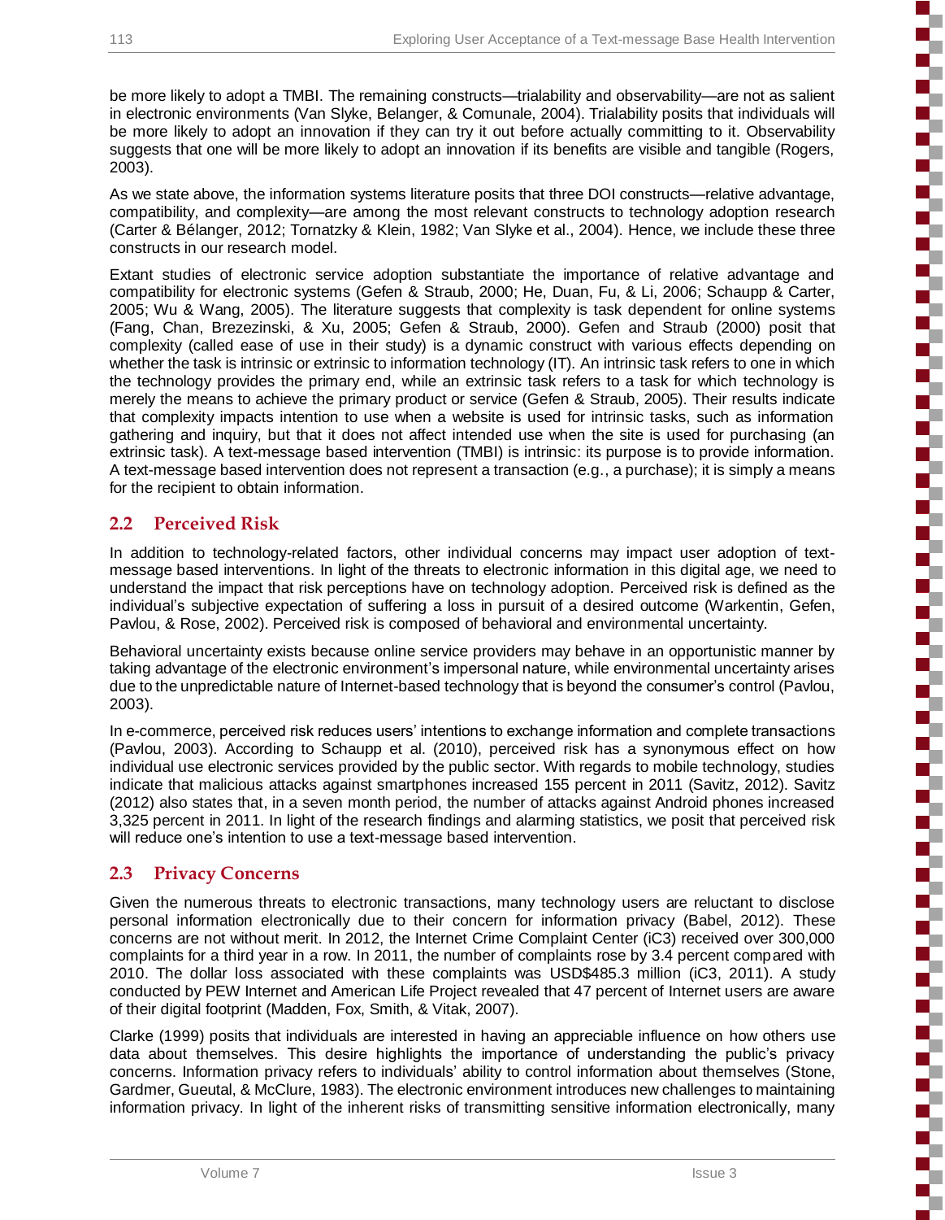be more likely to adopt a TMBI. The remaining constructs—trialability and observability—are not as salient in electronic environments (Van Slyke, Belanger, & Comunale, 2004). Trialability posits that individuals will be more likely to adopt an innovation if they can try it out before actually committing to it. Observability suggests that one will be more likely to adopt an innovation if its benefits are visible and tangible (Rogers, 2003).

As we state above, the information systems literature posits that three DOI constructs—relative advantage, compatibility, and complexity—are among the most relevant constructs to technology adoption research (Carter & Bélanger, 2012; Tornatzky & Klein, 1982; Van Slyke et al., 2004). Hence, we include these three constructs in our research model.

Extant studies of electronic service adoption substantiate the importance of relative advantage and compatibility for electronic systems (Gefen & Straub, 2000; He, Duan, Fu, & Li, 2006; Schaupp & Carter, 2005; Wu & Wang, 2005). The literature suggests that complexity is task dependent for online systems (Fang, Chan, Brezezinski, & Xu, 2005; Gefen & Straub, 2000). Gefen and Straub (2000) posit that complexity (called ease of use in their study) is a dynamic construct with various effects depending on whether the task is intrinsic or extrinsic to information technology (IT). An intrinsic task refers to one in which the technology provides the primary end, while an extrinsic task refers to a task for which technology is merely the means to achieve the primary product or service (Gefen & Straub, 2005). Their results indicate that complexity impacts intention to use when a website is used for intrinsic tasks, such as information gathering and inquiry, but that it does not affect intended use when the site is used for purchasing (an extrinsic task). A text-message based intervention (TMBI) is intrinsic: its purpose is to provide information. A text-message based intervention does not represent a transaction (e.g., a purchase); it is simply a means for the recipient to obtain information.

## 2.2 Perceived Risk

In addition to technology-related factors, other individual concerns may impact user adoption of text-message based interventions. In light of the threats to electronic information in this digital age, we need to understand the impact that risk perceptions have on technology adoption. Perceived risk is defined as the individual's subjective expectation of suffering a loss in pursuit of a desired outcome (Warkentin, Gefen, Pavlou, & Rose, 2002). Perceived risk is composed of behavioral and environmental uncertainty.

Behavioral uncertainty exists because online service providers may behave in an opportunistic manner by taking advantage of the electronic environment's impersonal nature, while environmental uncertainty arises due to the unpredictable nature of Internet-based technology that is beyond the consumer's control (Pavlou, 2003).

In e-commerce, perceived risk reduces users' intentions to exchange information and complete transactions (Pavlou, 2003). According to Schaupp et al. (2010), perceived risk has a synonymous effect on how individual use electronic services provided by the public sector. With regards to mobile technology, studies indicate that malicious attacks against smartphones increased 155 percent in 2011 (Savitz, 2012). Savitz (2012) also states that, in a seven month period, the number of attacks against Android phones increased 3,325 percent in 2011. In light of the research findings and alarming statistics, we posit that perceived risk will reduce one's intention to use a text-message based intervention.

## 2.3 Privacy Concerns

Given the numerous threats to electronic transactions, many technology users are reluctant to disclose personal information electronically due to their concern for information privacy (Babel, 2012). These concerns are not without merit. In 2012, the Internet Crime Complaint Center (iC3) received over 300,000 complaints for a third year in a row. In 2011, the number of complaints rose by 3.4 percent compared with 2010. The dollar loss associated with these complaints was USD$485.3 million (iC3, 2011). A study conducted by PEW Internet and American Life Project revealed that 47 percent of Internet users are aware of their digital footprint (Madden, Fox, Smith, & Vitak, 2007).

Clarke (1999) posits that individuals are interested in having an appreciable influence on how others use data about themselves. This desire highlights the importance of understanding the public's privacy concerns. Information privacy refers to individuals' ability to control information about themselves (Stone, Gardmer, Gueutal, & McClure, 1983). The electronic environment introduces new challenges to maintaining information privacy. In light of the inherent risks of transmitting sensitive information electronically, many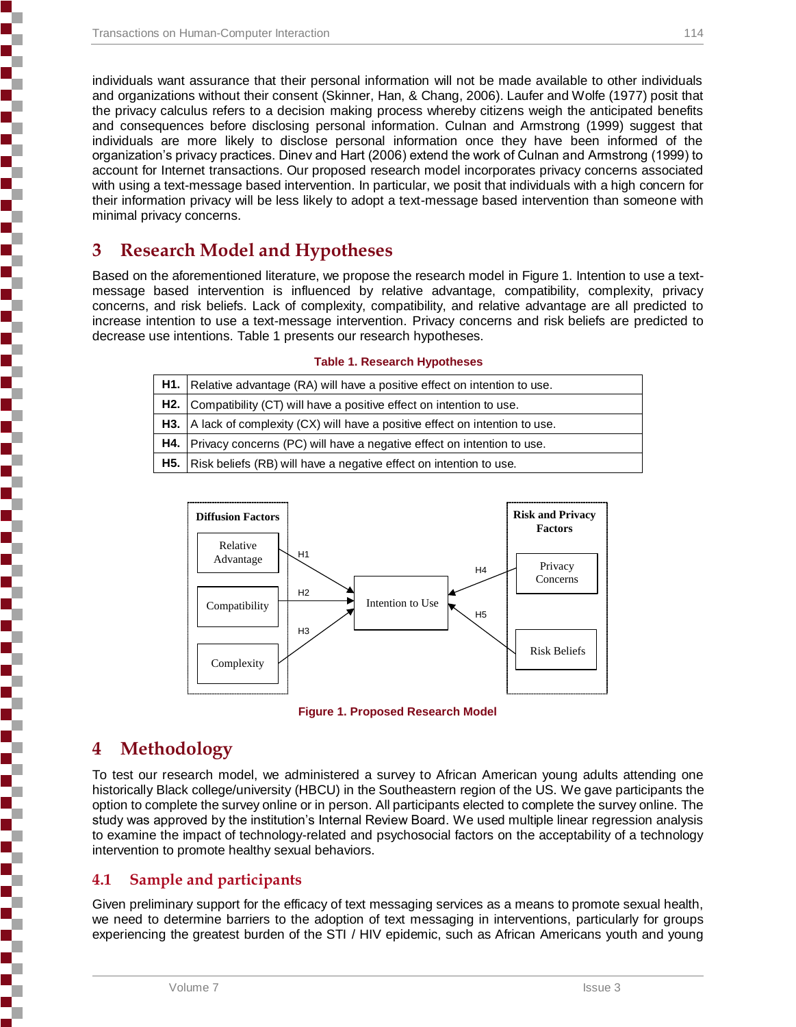individuals want assurance that their personal information will not be made available to other individuals and organizations without their consent (Skinner, Han, & Chang, 2006). Laufer and Wolfe (1977) posit that the privacy calculus refers to a decision making process whereby citizens weigh the anticipated benefits and consequences before disclosing personal information. Culnan and Armstrong (1999) suggest that individuals are more likely to disclose personal information once they have been informed of the organization's privacy practices. Dinev and Hart (2006) extend the work of Culnan and Armstrong (1999) to account for Internet transactions. Our proposed research model incorporates privacy concerns associated with using a text-message based intervention. In particular, we posit that individuals with a high concern for their information privacy will be less likely to adopt a text-message based intervention than someone with minimal privacy concerns.

# 3 Research Model and Hypotheses

Based on the aforementioned literature, we propose the research model in Figure 1. Intention to use a text-message based intervention is influenced by relative advantage, compatibility, complexity, privacy concerns, and risk beliefs. Lack of complexity, compatibility, and relative advantage are all predicted to increase intention to use a text-message intervention. Privacy concerns and risk beliefs are predicted to decrease use intentions. Table 1 presents our research hypotheses.

**Table 1. Research Hypotheses**

| | |
|---|---|
| **H1.** | Relative advantage (RA) will have a positive effect on intention to use. |
| **H2.** | Compatibility (CT) will have a positive effect on intention to use. |
| **H3.** | A lack of complexity (CX) will have a positive effect on intention to use. |
| **H4.** | Privacy concerns (PC) will have a negative effect on intention to use. |
| **H5.** | Risk beliefs (RB) will have a negative effect on intention to use. |

Diffusion Factors: Relative Advantage (H1), Compatibility (H2), Complexity (H3) → Intention to Use ← Risk and Privacy Factors: Privacy Concerns (H4), Risk Beliefs (H5)

**Figure 1. Proposed Research Model**

# 4 Methodology

To test our research model, we administered a survey to African American young adults attending one historically Black college/university (HBCU) in the Southeastern region of the US. We gave participants the option to complete the survey online or in person. All participants elected to complete the survey online. The study was approved by the institution's Internal Review Board. We used multiple linear regression analysis to examine the impact of technology-related and psychosocial factors on the acceptability of a technology intervention to promote healthy sexual behaviors.

## 4.1 Sample and participants

Given preliminary support for the efficacy of text messaging services as a means to promote sexual health, we need to determine barriers to the adoption of text messaging in interventions, particularly for groups experiencing the greatest burden of the STI / HIV epidemic, such as African Americans youth and young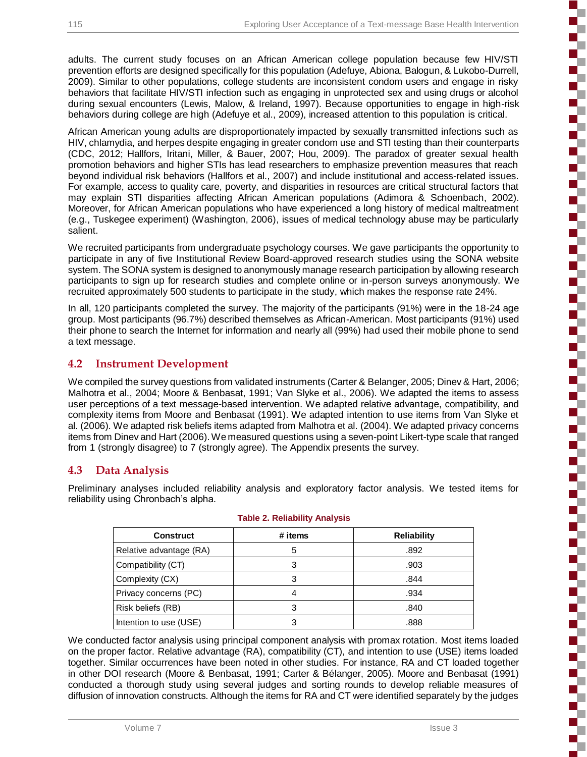adults. The current study focuses on an African American college population because few HIV/STI prevention efforts are designed specifically for this population (Adefuye, Abiona, Balogun, & Lukobo-Durrell, 2009). Similar to other populations, college students are inconsistent condom users and engage in risky behaviors that facilitate HIV/STI infection such as engaging in unprotected sex and using drugs or alcohol during sexual encounters (Lewis, Malow, & Ireland, 1997). Because opportunities to engage in high-risk behaviors during college are high (Adefuye et al., 2009), increased attention to this population is critical.

African American young adults are disproportionately impacted by sexually transmitted infections such as HIV, chlamydia, and herpes despite engaging in greater condom use and STI testing than their counterparts (CDC, 2012; Hallfors, Iritani, Miller, & Bauer, 2007; Hou, 2009). The paradox of greater sexual health promotion behaviors and higher STIs has lead researchers to emphasize prevention measures that reach beyond individual risk behaviors (Hallfors et al., 2007) and include institutional and access-related issues. For example, access to quality care, poverty, and disparities in resources are critical structural factors that may explain STI disparities affecting African American populations (Adimora & Schoenbach, 2002). Moreover, for African American populations who have experienced a long history of medical maltreatment (e.g., Tuskegee experiment) (Washington, 2006), issues of medical technology abuse may be particularly salient.

We recruited participants from undergraduate psychology courses. We gave participants the opportunity to participate in any of five Institutional Review Board-approved research studies using the SONA website system. The SONA system is designed to anonymously manage research participation by allowing research participants to sign up for research studies and complete online or in-person surveys anonymously. We recruited approximately 500 students to participate in the study, which makes the response rate 24%.

In all, 120 participants completed the survey. The majority of the participants (91%) were in the 18-24 age group. Most participants (96.7%) described themselves as African-American. Most participants (91%) used their phone to search the Internet for information and nearly all (99%) had used their mobile phone to send a text message.

## 4.2 Instrument Development

We compiled the survey questions from validated instruments (Carter & Belanger, 2005; Dinev & Hart, 2006; Malhotra et al., 2004; Moore & Benbasat, 1991; Van Slyke et al., 2006). We adapted the items to assess user perceptions of a text message-based intervention. We adapted relative advantage, compatibility, and complexity items from Moore and Benbasat (1991). We adapted intention to use items from Van Slyke et al. (2006). We adapted risk beliefs items adapted from Malhotra et al. (2004). We adapted privacy concerns items from Dinev and Hart (2006). We measured questions using a seven-point Likert-type scale that ranged from 1 (strongly disagree) to 7 (strongly agree). The Appendix presents the survey.

## 4.3 Data Analysis

Preliminary analyses included reliability analysis and exploratory factor analysis. We tested items for reliability using Chronbach's alpha.

**Table 2. Reliability Analysis**

| Construct | # items | Reliability |
|---|---|---|
| Relative advantage (RA) | 5 | .892 |
| Compatibility (CT) | 3 | .903 |
| Complexity (CX) | 3 | .844 |
| Privacy concerns (PC) | 4 | .934 |
| Risk beliefs (RB) | 3 | .840 |
| Intention to use (USE) | 3 | .888 |

We conducted factor analysis using principal component analysis with promax rotation. Most items loaded on the proper factor. Relative advantage (RA), compatibility (CT), and intention to use (USE) items loaded together. Similar occurrences have been noted in other studies. For instance, RA and CT loaded together in other DOI research (Moore & Benbasat, 1991; Carter & Bélanger, 2005). Moore and Benbasat (1991) conducted a thorough study using several judges and sorting rounds to develop reliable measures of diffusion of innovation constructs. Although the items for RA and CT were identified separately by the judges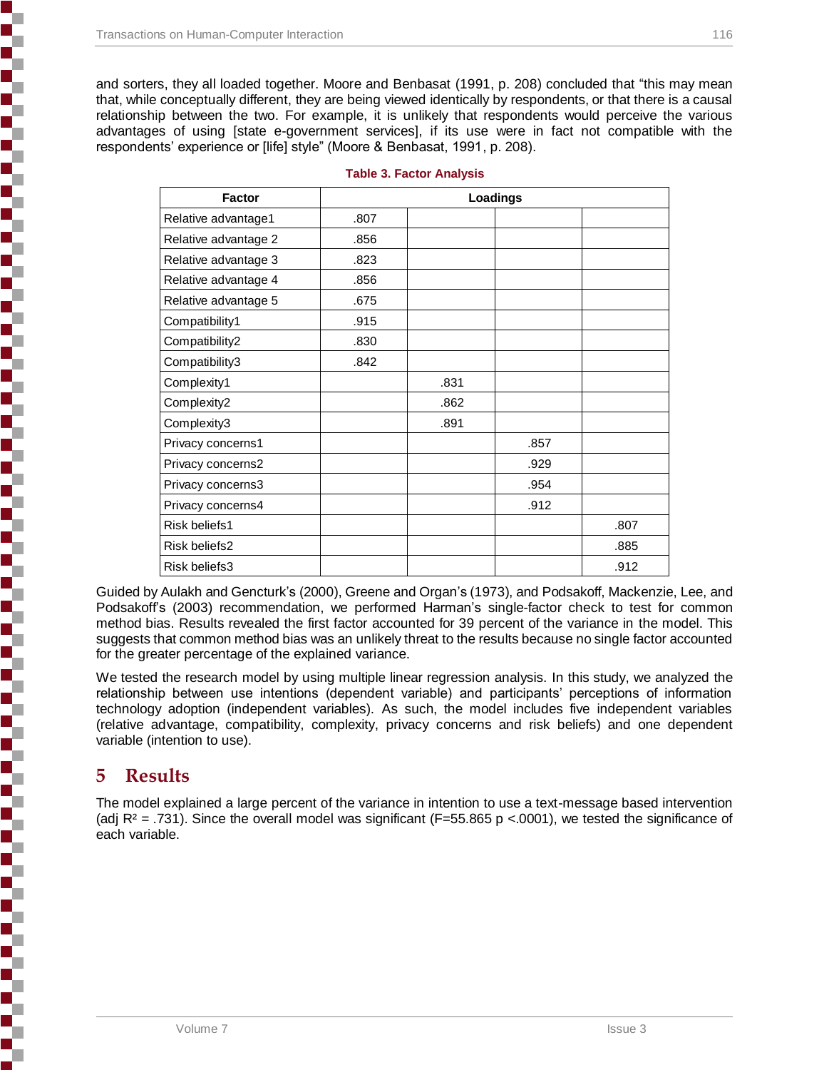and sorters, they all loaded together. Moore and Benbasat (1991, p. 208) concluded that “this may mean that, while conceptually different, they are being viewed identically by respondents, or that there is a causal relationship between the two. For example, it is unlikely that respondents would perceive the various advantages of using [state e-government services], if its use were in fact not compatible with the respondents’ experience or [life] style” (Moore & Benbasat, 1991, p. 208).

**Table 3. Factor Analysis**

| Factor | Loadings | | | |
|---|---|---|---|---|
| Relative advantage1 | .807 | | | |
| Relative advantage 2 | .856 | | | |
| Relative advantage 3 | .823 | | | |
| Relative advantage 4 | .856 | | | |
| Relative advantage 5 | .675 | | | |
| Compatibility1 | .915 | | | |
| Compatibility2 | .830 | | | |
| Compatibility3 | .842 | | | |
| Complexity1 | | .831 | | |
| Complexity2 | | .862 | | |
| Complexity3 | | .891 | | |
| Privacy concerns1 | | | .857 | |
| Privacy concerns2 | | | .929 | |
| Privacy concerns3 | | | .954 | |
| Privacy concerns4 | | | .912 | |
| Risk beliefs1 | | | | .807 |
| Risk beliefs2 | | | | .885 |
| Risk beliefs3 | | | | .912 |

Guided by Aulakh and Gencturk’s (2000), Greene and Organ’s (1973), and Podsakoff, Mackenzie, Lee, and Podsakoff’s (2003) recommendation, we performed Harman’s single-factor check to test for common method bias. Results revealed the first factor accounted for 39 percent of the variance in the model. This suggests that common method bias was an unlikely threat to the results because no single factor accounted for the greater percentage of the explained variance.

We tested the research model by using multiple linear regression analysis. In this study, we analyzed the relationship between use intentions (dependent variable) and participants’ perceptions of information technology adoption (independent variables). As such, the model includes five independent variables (relative advantage, compatibility, complexity, privacy concerns and risk beliefs) and one dependent variable (intention to use).

# 5 Results

The model explained a large percent of the variance in intention to use a text-message based intervention (adj $R^2 = .731$). Since the overall model was significant ($F=55.865$ $p <.0001$), we tested the significance of each variable.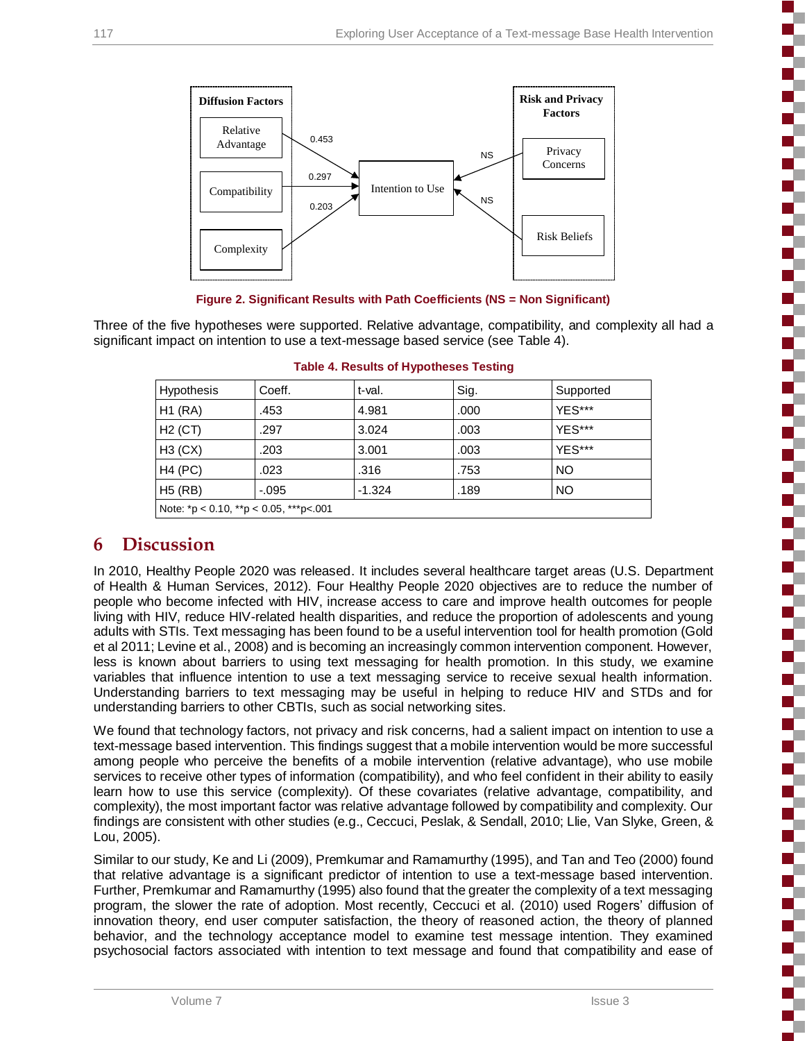Figure 2. Significant Results with Path Coefficients (NS = Non Significant)

Three of the five hypotheses were supported. Relative advantage, compatibility, and complexity all had a significant impact on intention to use a text-message based service (see Table 4).

Table 4. Results of Hypotheses Testing

| Hypothesis | Coeff. | t-val. | Sig. | Supported |
|---|---|---|---|---|
| H1 (RA) | .453 | 4.981 | .000 | YES*** |
| H2 (CT) | .297 | 3.024 | .003 | YES*** |
| H3 (CX) | .203 | 3.001 | .003 | YES*** |
| H4 (PC) | .023 | .316 | .753 | NO |
| H5 (RB) | -.095 | -1.324 | .189 | NO |
| Note: *p < 0.10, **p < 0.05, ***p<.001 | | | | |

# 6 Discussion

In 2010, Healthy People 2020 was released. It includes several healthcare target areas (U.S. Department of Health & Human Services, 2012). Four Healthy People 2020 objectives are to reduce the number of people who become infected with HIV, increase access to care and improve health outcomes for people living with HIV, reduce HIV-related health disparities, and reduce the proportion of adolescents and young adults with STIs. Text messaging has been found to be a useful intervention tool for health promotion (Gold et al 2011; Levine et al., 2008) and is becoming an increasingly common intervention component. However, less is known about barriers to using text messaging for health promotion. In this study, we examine variables that influence intention to use a text messaging service to receive sexual health information. Understanding barriers to text messaging may be useful in helping to reduce HIV and STDs and for understanding barriers to other CBTIs, such as social networking sites.

We found that technology factors, not privacy and risk concerns, had a salient impact on intention to use a text-message based intervention. This findings suggest that a mobile intervention would be more successful among people who perceive the benefits of a mobile intervention (relative advantage), who use mobile services to receive other types of information (compatibility), and who feel confident in their ability to easily learn how to use this service (complexity). Of these covariates (relative advantage, compatibility, and complexity), the most important factor was relative advantage followed by compatibility and complexity. Our findings are consistent with other studies (e.g., Ceccuci, Peslak, & Sendall, 2010; Llie, Van Slyke, Green, & Lou, 2005).

Similar to our study, Ke and Li (2009), Premkumar and Ramamurthy (1995), and Tan and Teo (2000) found that relative advantage is a significant predictor of intention to use a text-message based intervention. Further, Premkumar and Ramamurthy (1995) also found that the greater the complexity of a text messaging program, the slower the rate of adoption. Most recently, Ceccuci et al. (2010) used Rogers' diffusion of innovation theory, end user computer satisfaction, the theory of reasoned action, the theory of planned behavior, and the technology acceptance model to examine test message intention. They examined psychosocial factors associated with intention to text message and found that compatibility and ease of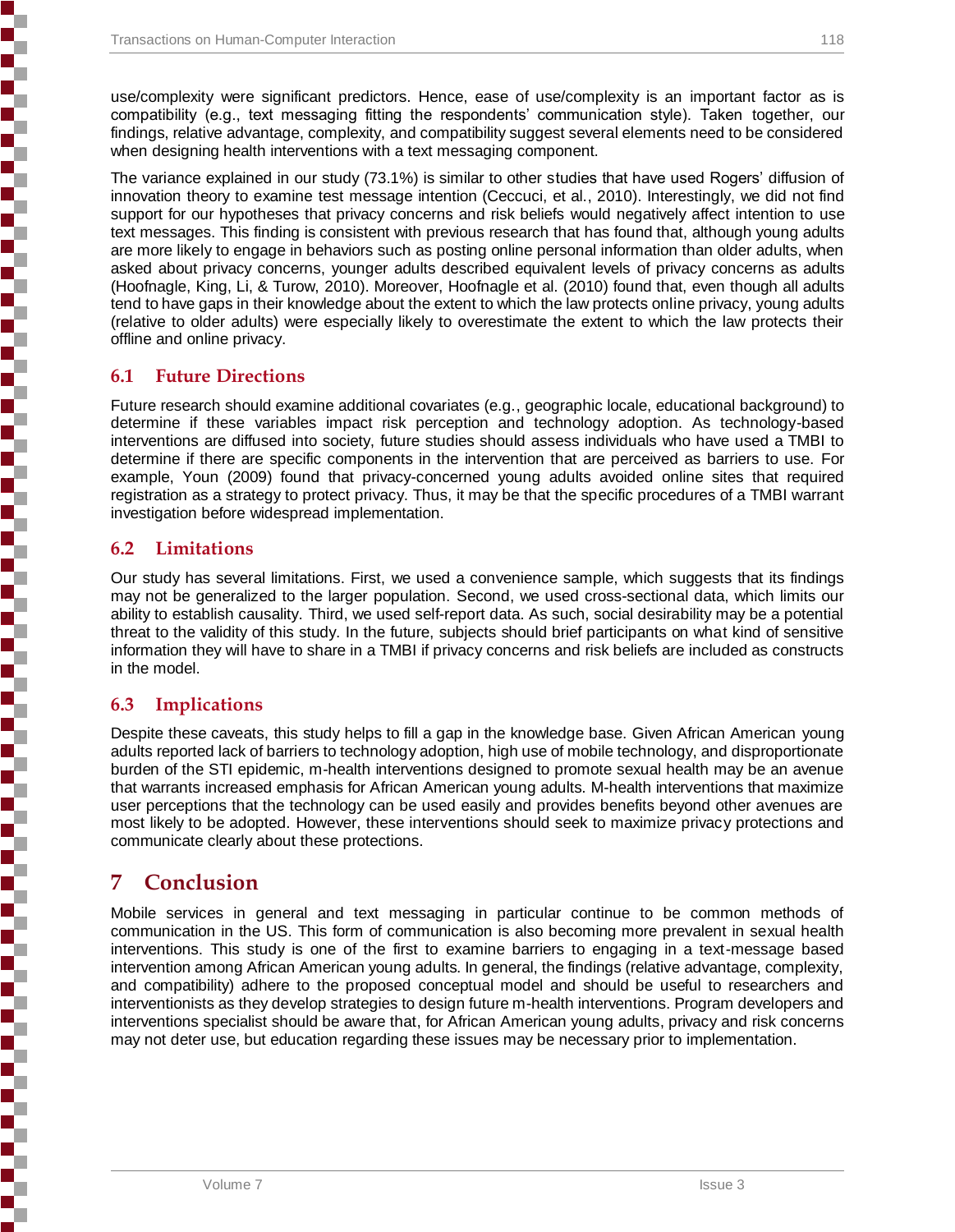use/complexity were significant predictors. Hence, ease of use/complexity is an important factor as is compatibility (e.g., text messaging fitting the respondents' communication style). Taken together, our findings, relative advantage, complexity, and compatibility suggest several elements need to be considered when designing health interventions with a text messaging component.

The variance explained in our study (73.1%) is similar to other studies that have used Rogers' diffusion of innovation theory to examine test message intention (Ceccuci, et al., 2010). Interestingly, we did not find support for our hypotheses that privacy concerns and risk beliefs would negatively affect intention to use text messages. This finding is consistent with previous research that has found that, although young adults are more likely to engage in behaviors such as posting online personal information than older adults, when asked about privacy concerns, younger adults described equivalent levels of privacy concerns as adults (Hoofnagle, King, Li, & Turow, 2010). Moreover, Hoofnagle et al. (2010) found that, even though all adults tend to have gaps in their knowledge about the extent to which the law protects online privacy, young adults (relative to older adults) were especially likely to overestimate the extent to which the law protects their offline and online privacy.

## 6.1 Future Directions

Future research should examine additional covariates (e.g., geographic locale, educational background) to determine if these variables impact risk perception and technology adoption. As technology-based interventions are diffused into society, future studies should assess individuals who have used a TMBI to determine if there are specific components in the intervention that are perceived as barriers to use. For example, Youn (2009) found that privacy-concerned young adults avoided online sites that required registration as a strategy to protect privacy. Thus, it may be that the specific procedures of a TMBI warrant investigation before widespread implementation.

## 6.2 Limitations

Our study has several limitations. First, we used a convenience sample, which suggests that its findings may not be generalized to the larger population. Second, we used cross-sectional data, which limits our ability to establish causality. Third, we used self-report data. As such, social desirability may be a potential threat to the validity of this study. In the future, subjects should brief participants on what kind of sensitive information they will have to share in a TMBI if privacy concerns and risk beliefs are included as constructs in the model.

## 6.3 Implications

Despite these caveats, this study helps to fill a gap in the knowledge base. Given African American young adults reported lack of barriers to technology adoption, high use of mobile technology, and disproportionate burden of the STI epidemic, m-health interventions designed to promote sexual health may be an avenue that warrants increased emphasis for African American young adults. M-health interventions that maximize user perceptions that the technology can be used easily and provides benefits beyond other avenues are most likely to be adopted. However, these interventions should seek to maximize privacy protections and communicate clearly about these protections.

# 7 Conclusion

Mobile services in general and text messaging in particular continue to be common methods of communication in the US. This form of communication is also becoming more prevalent in sexual health interventions. This study is one of the first to examine barriers to engaging in a text-message based intervention among African American young adults. In general, the findings (relative advantage, complexity, and compatibility) adhere to the proposed conceptual model and should be useful to researchers and interventionists as they develop strategies to design future m-health interventions. Program developers and interventions specialist should be aware that, for African American young adults, privacy and risk concerns may not deter use, but education regarding these issues may be necessary prior to implementation.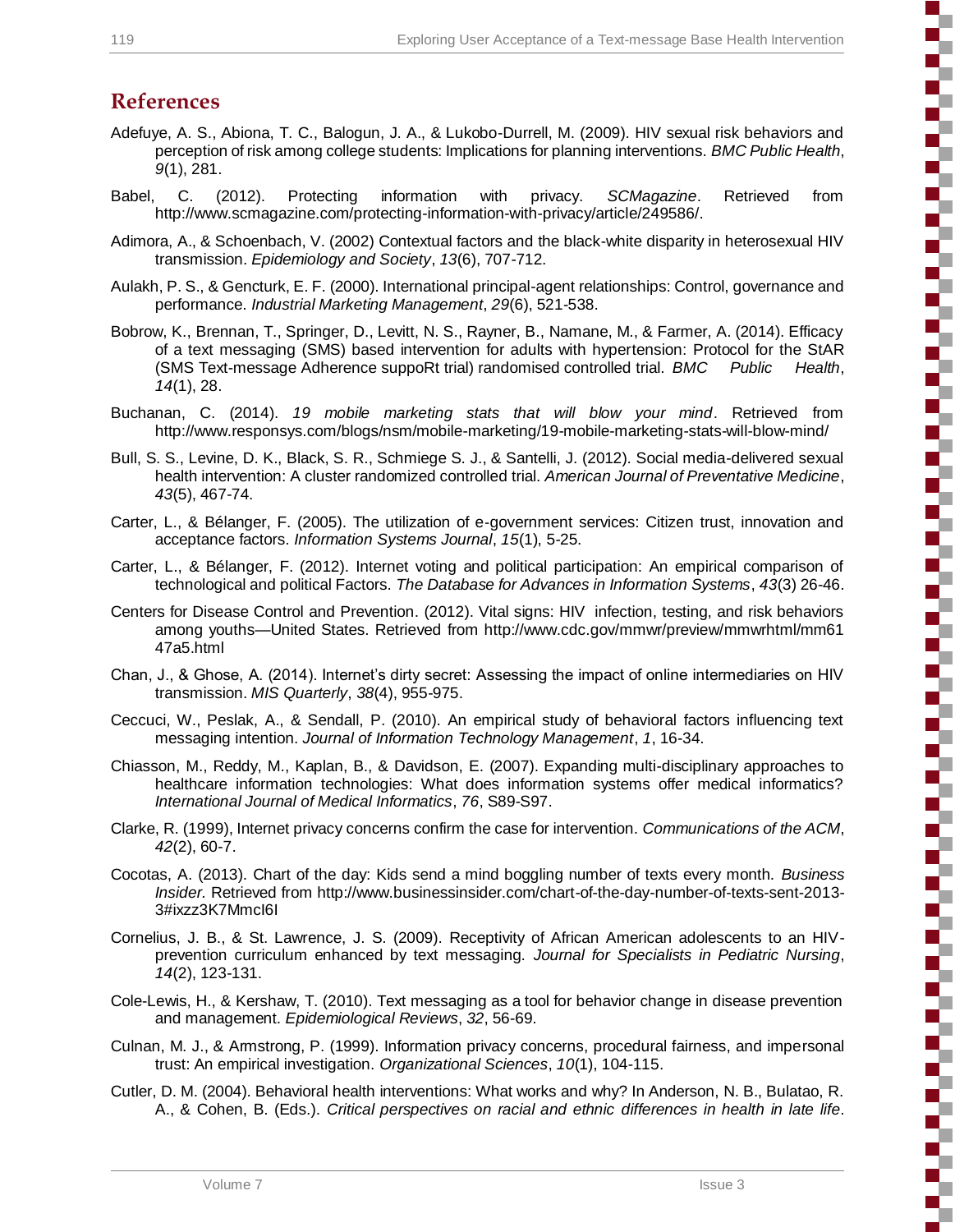## References

Adefuye, A. S., Abiona, T. C., Balogun, J. A., & Lukobo-Durrell, M. (2009). HIV sexual risk behaviors and perception of risk among college students: Implications for planning interventions. *BMC Public Health*, *9*(1), 281.

Babel, C. (2012). Protecting information with privacy. *SCMagazine*. Retrieved from http://www.scmagazine.com/protecting-information-with-privacy/article/249586/.

Adimora, A., & Schoenbach, V. (2002) Contextual factors and the black-white disparity in heterosexual HIV transmission. *Epidemiology and Society*, *13*(6), 707-712.

Aulakh, P. S., & Gencturk, E. F. (2000). International principal-agent relationships: Control, governance and performance. *Industrial Marketing Management*, *29*(6), 521-538.

Bobrow, K., Brennan, T., Springer, D., Levitt, N. S., Rayner, B., Namane, M., & Farmer, A. (2014). Efficacy of a text messaging (SMS) based intervention for adults with hypertension: Protocol for the StAR (SMS Text-message Adherence suppoRt trial) randomised controlled trial. *BMC Public Health*, *14*(1), 28.

Buchanan, C. (2014). *19 mobile marketing stats that will blow your mind*. Retrieved from http://www.responsys.com/blogs/nsm/mobile-marketing/19-mobile-marketing-stats-will-blow-mind/

Bull, S. S., Levine, D. K., Black, S. R., Schmiege S. J., & Santelli, J. (2012). Social media-delivered sexual health intervention: A cluster randomized controlled trial. *American Journal of Preventative Medicine*, *43*(5), 467-74.

Carter, L., & Bélanger, F. (2005). The utilization of e-government services: Citizen trust, innovation and acceptance factors. *Information Systems Journal*, *15*(1), 5-25.

Carter, L., & Bélanger, F. (2012). Internet voting and political participation: An empirical comparison of technological and political Factors. *The Database for Advances in Information Systems*, *43*(3) 26-46.

Centers for Disease Control and Prevention. (2012). Vital signs: HIV infection, testing, and risk behaviors among youths—United States. Retrieved from http://www.cdc.gov/mmwr/preview/mmwrhtml/mm6147a5.html

Chan, J., & Ghose, A. (2014). Internet's dirty secret: Assessing the impact of online intermediaries on HIV transmission. *MIS Quarterly*, *38*(4), 955-975.

Ceccuci, W., Peslak, A., & Sendall, P. (2010). An empirical study of behavioral factors influencing text messaging intention. *Journal of Information Technology Management*, *1*, 16-34.

Chiasson, M., Reddy, M., Kaplan, B., & Davidson, E. (2007). Expanding multi-disciplinary approaches to healthcare information technologies: What does information systems offer medical informatics? *International Journal of Medical Informatics*, *76*, S89-S97.

Clarke, R. (1999), Internet privacy concerns confirm the case for intervention. *Communications of the ACM*, *42*(2), 60-7.

Cocotas, A. (2013). Chart of the day: Kids send a mind boggling number of texts every month. *Business Insider.* Retrieved from http://www.businessinsider.com/chart-of-the-day-number-of-texts-sent-2013-3#ixzz3K7MmcI6I

Cornelius, J. B., & St. Lawrence, J. S. (2009). Receptivity of African American adolescents to an HIV-prevention curriculum enhanced by text messaging. *Journal for Specialists in Pediatric Nursing*, *14*(2), 123-131.

Cole-Lewis, H., & Kershaw, T. (2010). Text messaging as a tool for behavior change in disease prevention and management. *Epidemiological Reviews*, *32*, 56-69.

Culnan, M. J., & Armstrong, P. (1999). Information privacy concerns, procedural fairness, and impersonal trust: An empirical investigation. *Organizational Sciences*, *10*(1), 104-115.

Cutler, D. M. (2004). Behavioral health interventions: What works and why? In Anderson, N. B., Bulatao, R. A., & Cohen, B. (Eds.). *Critical perspectives on racial and ethnic differences in health in late life*.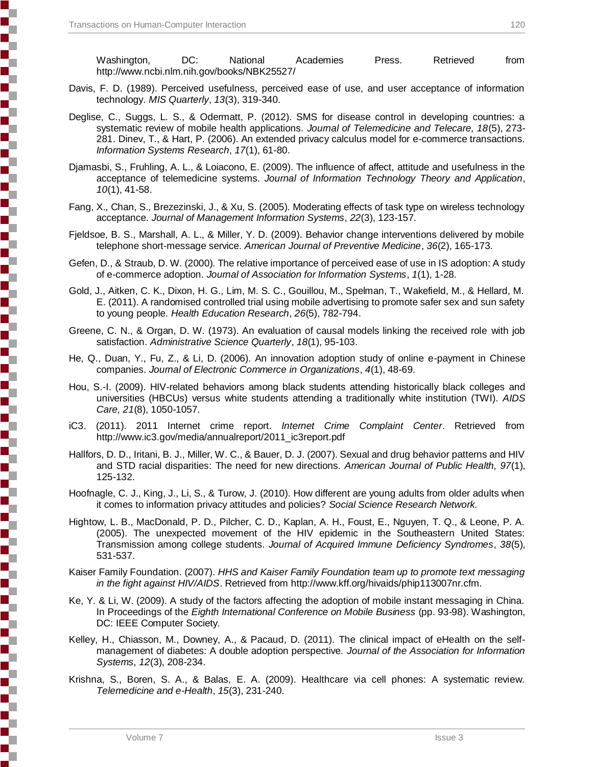Washington, DC: National Academies Press. Retrieved from http://www.ncbi.nlm.nih.gov/books/NBK25527/

Davis, F. D. (1989). Perceived usefulness, perceived ease of use, and user acceptance of information technology. *MIS Quarterly*, *13*(3), 319-340.

Deglise, C., Suggs, L. S., & Odermatt, P. (2012). SMS for disease control in developing countries: a systematic review of mobile health applications. *Journal of Telemedicine and Telecare, 18*(5), 273-281. Dinev, T., & Hart, P. (2006). An extended privacy calculus model for e-commerce transactions. *Information Systems Research*, *17*(1), 61-80.

Djamasbi, S., Fruhling, A. L., & Loiacono, E. (2009). The influence of affect, attitude and usefulness in the acceptance of telemedicine systems. *Journal of Information Technology Theory and Application*, *10*(1), 41-58.

Fang, X., Chan, S., Brezezinski, J., & Xu, S. (2005). Moderating effects of task type on wireless technology acceptance. *Journal of Management Information Systems*, *22*(3), 123-157.

Fjeldsoe, B. S., Marshall, A. L., & Miller, Y. D. (2009). Behavior change interventions delivered by mobile telephone short-message service. *American Journal of Preventive Medicine*, *36*(2), 165-173.

Gefen, D., & Straub, D. W. (2000). The relative importance of perceived ease of use in IS adoption: A study of e-commerce adoption. *Journal of Association for Information Systems*, *1*(1), 1-28.

Gold, J., Aitken, C. K., Dixon, H. G., Lim, M. S. C., Gouillou, M., Spelman, T., Wakefield, M., & Hellard, M. E. (2011). A randomised controlled trial using mobile advertising to promote safer sex and sun safety to young people. *Health Education Research*, *26*(5), 782-794.

Greene, C. N., & Organ, D. W. (1973). An evaluation of causal models linking the received role with job satisfaction. *Administrative Science Quarterly*, *18*(1), 95-103.

He, Q., Duan, Y., Fu, Z., & Li, D. (2006). An innovation adoption study of online e-payment in Chinese companies. *Journal of Electronic Commerce in Organizations*, *4*(1), 48-69.

Hou, S.-I. (2009). HIV-related behaviors among black students attending historically black colleges and universities (HBCUs) versus white students attending a traditionally white institution (TWI). *AIDS Care, 21*(8), 1050-1057.

iC3. (2011). 2011 Internet crime report. *Internet Crime Complaint Center*. Retrieved from http://www.ic3.gov/media/annualreport/2011_ic3report.pdf

Hallfors, D. D., Iritani, B. J., Miller, W. C., & Bauer, D. J. (2007). Sexual and drug behavior patterns and HIV and STD racial disparities: The need for new directions. *American Journal of Public Health, 97*(1), 125-132.

Hoofnagle, C. J., King, J., Li, S., & Turow, J. (2010). How different are young adults from older adults when it comes to information privacy attitudes and policies? *Social Science Research Network.*

Hightow, L. B., MacDonald, P. D., Pilcher, C. D., Kaplan, A. H., Foust, E., Nguyen, T. Q., & Leone, P. A. (2005). The unexpected movement of the HIV epidemic in the Southeastern United States: Transmission among college students. *Journal of Acquired Immune Deficiency Syndromes*, *38*(5), 531-537.

Kaiser Family Foundation. (2007). *HHS and Kaiser Family Foundation team up to promote text messaging in the fight against HIV/AIDS*. Retrieved from http://www.kff.org/hivaids/phip113007nr.cfm.

Ke, Y. & Li, W. (2009). A study of the factors affecting the adoption of mobile instant messaging in China. In Proceedings of the *Eighth International Conference on Mobile Business* (pp. 93-98). Washington, DC: IEEE Computer Society.

Kelley, H., Chiasson, M., Downey, A., & Pacaud, D. (2011). The clinical impact of eHealth on the self-management of diabetes: A double adoption perspective. *Journal of the Association for Information Systems*, *12*(3), 208-234.

Krishna, S., Boren, S. A., & Balas, E. A. (2009). Healthcare via cell phones: A systematic review. *Telemedicine and e-Health*, *15*(3), 231-240.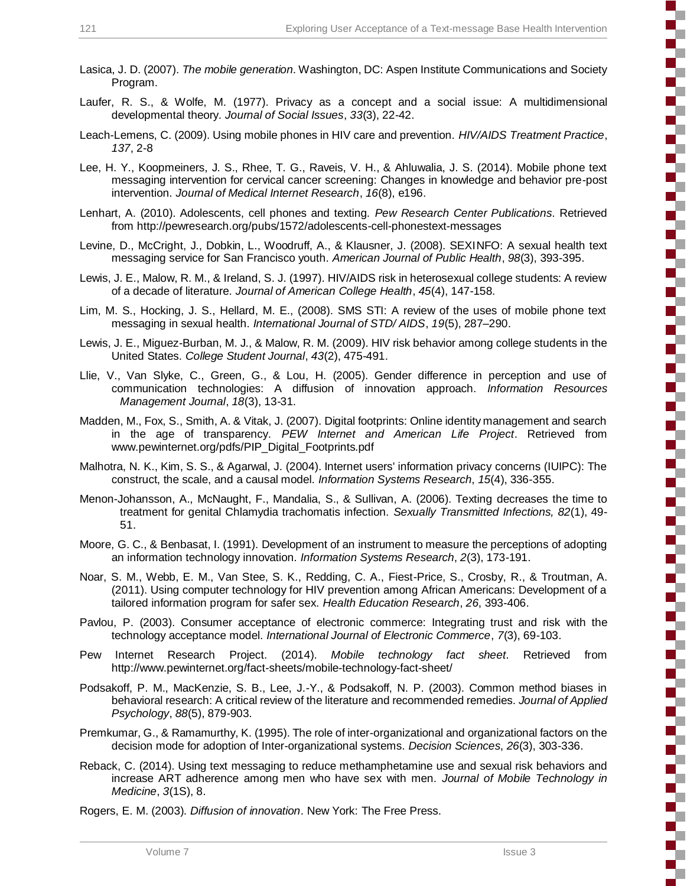Lasica, J. D. (2007). *The mobile generation*. Washington, DC: Aspen Institute Communications and Society Program.

Laufer, R. S., & Wolfe, M. (1977). Privacy as a concept and a social issue: A multidimensional developmental theory. *Journal of Social Issues*, *33*(3), 22-42.

Leach-Lemens, C. (2009). Using mobile phones in HIV care and prevention. *HIV/AIDS Treatment Practice*, *137*, 2-8

Lee, H. Y., Koopmeiners, J. S., Rhee, T. G., Raveis, V. H., & Ahluwalia, J. S. (2014). Mobile phone text messaging intervention for cervical cancer screening: Changes in knowledge and behavior pre-post intervention. *Journal of Medical Internet Research*, *16*(8), e196.

Lenhart, A. (2010). Adolescents, cell phones and texting. *Pew Research Center Publications.* Retrieved from http://pewresearch.org/pubs/1572/adolescents-cell-phonestext-messages

Levine, D., McCright, J., Dobkin, L., Woodruff, A., & Klausner, J. (2008). SEXINFO: A sexual health text messaging service for San Francisco youth. *American Journal of Public Health*, *98*(3), 393-395.

Lewis, J. E., Malow, R. M., & Ireland, S. J. (1997). HIV/AIDS risk in heterosexual college students: A review of a decade of literature. *Journal of American College Health*, *45*(4), 147-158.

Lim, M. S., Hocking, J. S., Hellard, M. E., (2008). SMS STI: A review of the uses of mobile phone text messaging in sexual health. *International Journal of STD/ AIDS*, *19*(5), 287–290.

Lewis, J. E., Miguez-Burban, M. J., & Malow, R. M. (2009). HIV risk behavior among college students in the United States. *College Student Journal*, *43*(2), 475-491.

Llie, V., Van Slyke, C., Green, G., & Lou, H. (2005). Gender difference in perception and use of communication technologies: A diffusion of innovation approach. *Information Resources Management Journal*, *18*(3), 13-31.

Madden, M., Fox, S., Smith, A. & Vitak, J. (2007). Digital footprints: Online identity management and search in the age of transparency. *PEW Internet and American Life Project*. Retrieved from www.pewinternet.org/pdfs/PIP_Digital_Footprints.pdf

Malhotra, N. K., Kim, S. S., & Agarwal, J. (2004). Internet users' information privacy concerns (IUIPC): The construct, the scale, and a causal model. *Information Systems Research*, *15*(4), 336-355.

Menon-Johansson, A., McNaught, F., Mandalia, S., & Sullivan, A. (2006). Texting decreases the time to treatment for genital Chlamydia trachomatis infection. *Sexually Transmitted Infections, 82*(1), 49-51.

Moore, G. C., & Benbasat, I. (1991). Development of an instrument to measure the perceptions of adopting an information technology innovation. *Information Systems Research*, *2*(3), 173-191.

Noar, S. M., Webb, E. M., Van Stee, S. K., Redding, C. A., Fiest-Price, S., Crosby, R., & Troutman, A. (2011). Using computer technology for HIV prevention among African Americans: Development of a tailored information program for safer sex. *Health Education Research*, *26*, 393-406.

Pavlou, P. (2003). Consumer acceptance of electronic commerce: Integrating trust and risk with the technology acceptance model. *International Journal of Electronic Commerce*, *7*(3), 69-103.

Pew Internet Research Project. (2014). *Mobile technology fact sheet*. Retrieved from http://www.pewinternet.org/fact-sheets/mobile-technology-fact-sheet/

Podsakoff, P. M., MacKenzie, S. B., Lee, J.-Y., & Podsakoff, N. P. (2003). Common method biases in behavioral research: A critical review of the literature and recommended remedies. *Journal of Applied Psychology*, *88*(5), 879-903.

Premkumar, G., & Ramamurthy, K. (1995). The role of inter-organizational and organizational factors on the decision mode for adoption of Inter-organizational systems. *Decision Sciences*, *26*(3), 303-336.

Reback, C. (2014). Using text messaging to reduce methamphetamine use and sexual risk behaviors and increase ART adherence among men who have sex with men. *Journal of Mobile Technology in Medicine*, *3*(1S), 8.

Rogers, E. M. (2003). *Diffusion of innovation*. New York: The Free Press.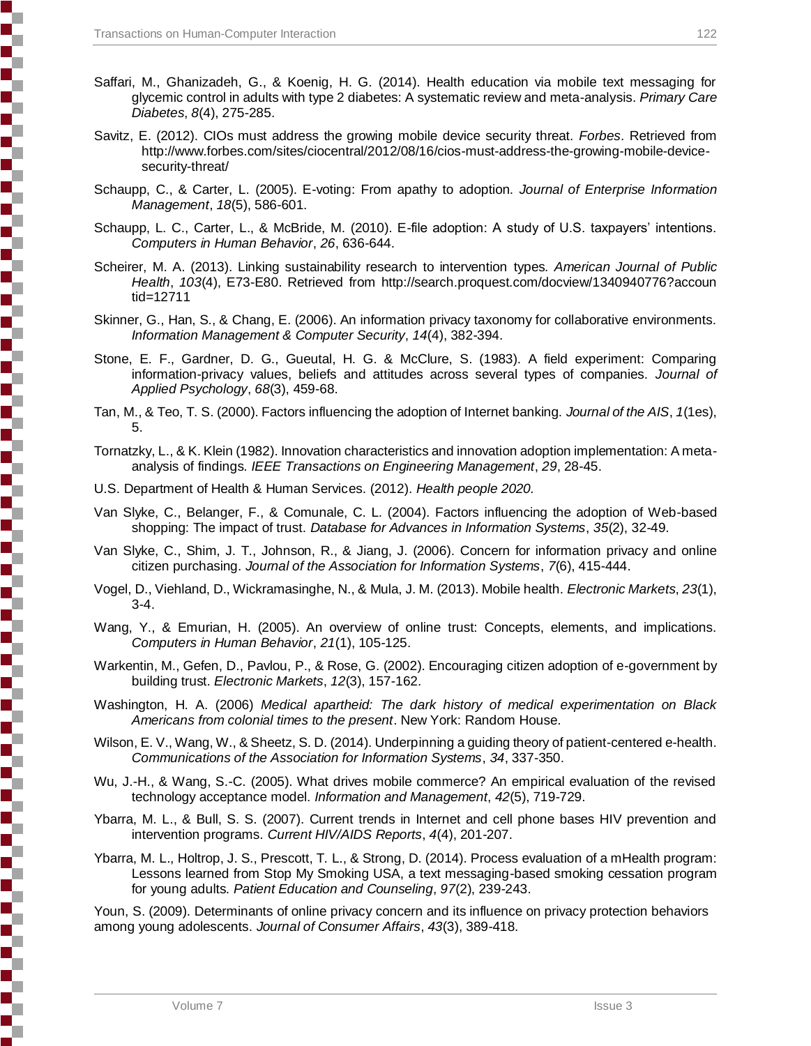Saffari, M., Ghanizadeh, G., & Koenig, H. G. (2014). Health education via mobile text messaging for glycemic control in adults with type 2 diabetes: A systematic review and meta-analysis. *Primary Care Diabetes*, *8*(4), 275-285.

Savitz, E. (2012). CIOs must address the growing mobile device security threat. *Forbes*. Retrieved from http://www.forbes.com/sites/ciocentral/2012/08/16/cios-must-address-the-growing-mobile-device-security-threat/

Schaupp, C., & Carter, L. (2005). E-voting: From apathy to adoption. *Journal of Enterprise Information Management*, *18*(5), 586-601.

Schaupp, L. C., Carter, L., & McBride, M. (2010). E-file adoption: A study of U.S. taxpayers' intentions. *Computers in Human Behavior*, *26*, 636-644.

Scheirer, M. A. (2013). Linking sustainability research to intervention types. *American Journal of Public Health*, *103*(4), E73-E80. Retrieved from http://search.proquest.com/docview/1340940776?accountid=12711

Skinner, G., Han, S., & Chang, E. (2006). An information privacy taxonomy for collaborative environments. *Information Management & Computer Security*, *14*(4), 382-394.

Stone, E. F., Gardner, D. G., Gueutal, H. G. & McClure, S. (1983). A field experiment: Comparing information-privacy values, beliefs and attitudes across several types of companies. *Journal of Applied Psychology*, *68*(3), 459-68.

Tan, M., & Teo, T. S. (2000). Factors influencing the adoption of Internet banking. *Journal of the AIS*, *1*(1es), 5.

Tornatzky, L., & K. Klein (1982). Innovation characteristics and innovation adoption implementation: A meta-analysis of findings. *IEEE Transactions on Engineering Management*, *29*, 28-45.

U.S. Department of Health & Human Services. (2012). *Health people 2020.*

Van Slyke, C., Belanger, F., & Comunale, C. L. (2004). Factors influencing the adoption of Web-based shopping: The impact of trust. *Database for Advances in Information Systems*, *35*(2), 32-49.

Van Slyke, C., Shim, J. T., Johnson, R., & Jiang, J. (2006). Concern for information privacy and online citizen purchasing. *Journal of the Association for Information Systems*, *7*(6), 415-444.

Vogel, D., Viehland, D., Wickramasinghe, N., & Mula, J. M. (2013). Mobile health. *Electronic Markets*, *23*(1), 3-4.

Wang, Y., & Emurian, H. (2005). An overview of online trust: Concepts, elements, and implications. *Computers in Human Behavior*, *21*(1), 105-125.

Warkentin, M., Gefen, D., Pavlou, P., & Rose, G. (2002). Encouraging citizen adoption of e-government by building trust. *Electronic Markets*, *12*(3), 157-162.

Washington, H. A. (2006) *Medical apartheid: The dark history of medical experimentation on Black Americans from colonial times to the present*. New York: Random House.

Wilson, E. V., Wang, W., & Sheetz, S. D. (2014). Underpinning a guiding theory of patient-centered e-health. *Communications of the Association for Information Systems*, *34*, 337-350.

Wu, J.-H., & Wang, S.-C. (2005). What drives mobile commerce? An empirical evaluation of the revised technology acceptance model. *Information and Management*, *42*(5), 719-729.

Ybarra, M. L., & Bull, S. S. (2007). Current trends in Internet and cell phone bases HIV prevention and intervention programs. *Current HIV/AIDS Reports*, *4*(4), 201-207.

Ybarra, M. L., Holtrop, J. S., Prescott, T. L., & Strong, D. (2014). Process evaluation of a mHealth program: Lessons learned from Stop My Smoking USA, a text messaging-based smoking cessation program for young adults. *Patient Education and Counseling*, *97*(2), 239-243.

Youn, S. (2009). Determinants of online privacy concern and its influence on privacy protection behaviors among young adolescents. *Journal of Consumer Affairs*, *43*(3), 389-418.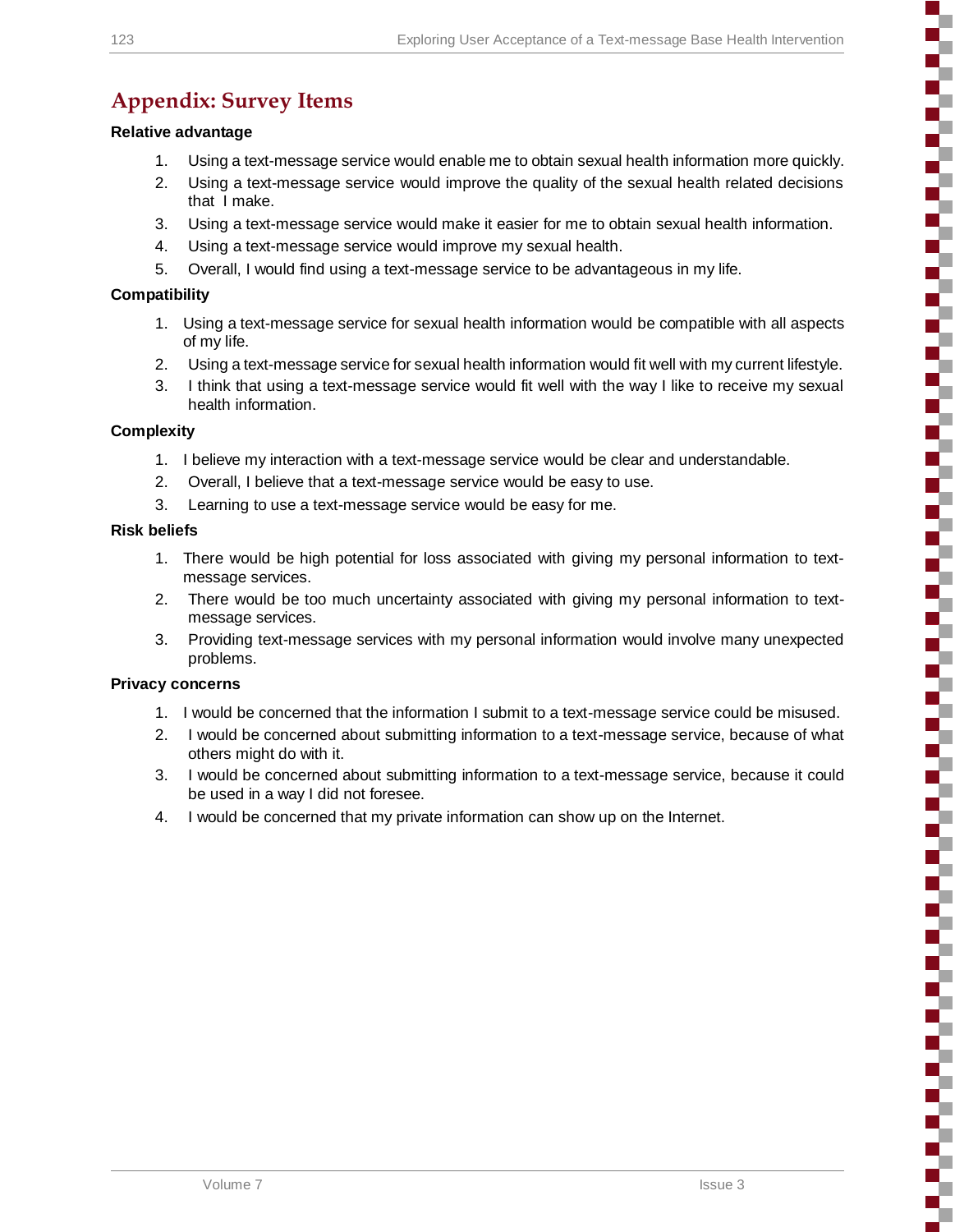## Appendix: Survey Items

**Relative advantage**

1. Using a text-message service would enable me to obtain sexual health information more quickly.
2. Using a text-message service would improve the quality of the sexual health related decisions that I make.
3. Using a text-message service would make it easier for me to obtain sexual health information.
4. Using a text-message service would improve my sexual health.
5. Overall, I would find using a text-message service to be advantageous in my life.

**Compatibility**

1. Using a text-message service for sexual health information would be compatible with all aspects of my life.
2. Using a text-message service for sexual health information would fit well with my current lifestyle.
3. I think that using a text-message service would fit well with the way I like to receive my sexual health information.

**Complexity**

1. I believe my interaction with a text-message service would be clear and understandable.
2. Overall, I believe that a text-message service would be easy to use.
3. Learning to use a text-message service would be easy for me.

**Risk beliefs**

1. There would be high potential for loss associated with giving my personal information to text-message services.
2. There would be too much uncertainty associated with giving my personal information to text-message services.
3. Providing text-message services with my personal information would involve many unexpected problems.

**Privacy concerns**

1. I would be concerned that the information I submit to a text-message service could be misused.
2. I would be concerned about submitting information to a text-message service, because of what others might do with it.
3. I would be concerned about submitting information to a text-message service, because it could be used in a way I did not foresee.
4. I would be concerned that my private information can show up on the Internet.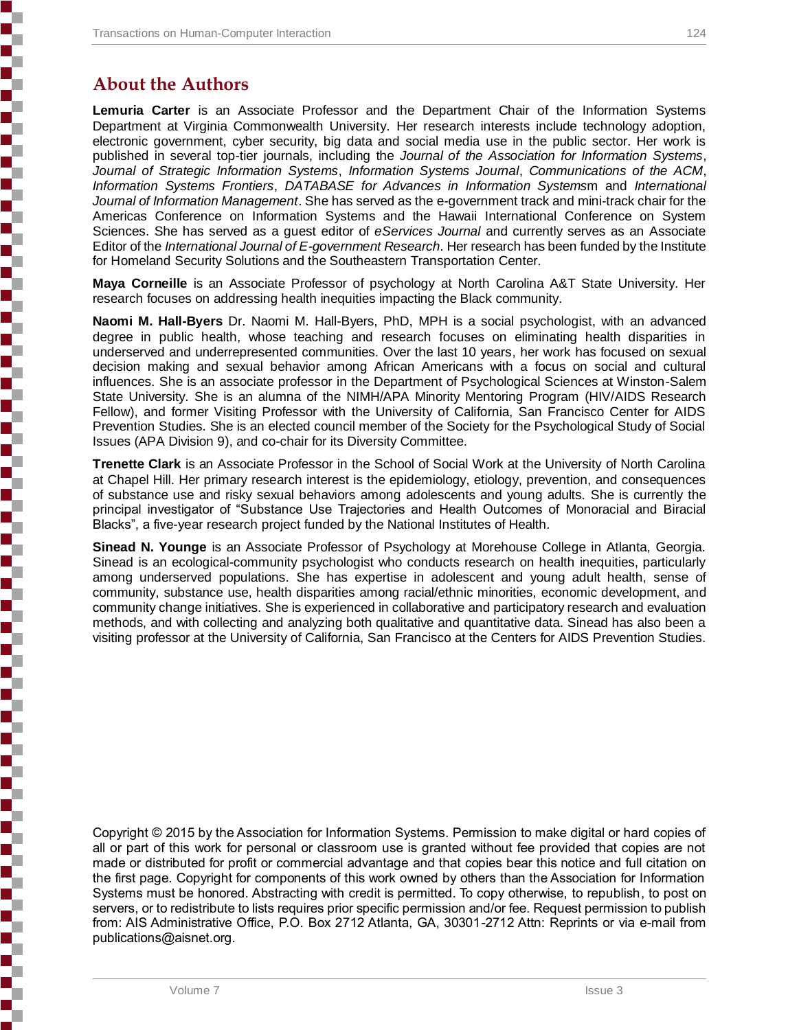## About the Authors

**Lemuria Carter** is an Associate Professor and the Department Chair of the Information Systems Department at Virginia Commonwealth University. Her research interests include technology adoption, electronic government, cyber security, big data and social media use in the public sector. Her work is published in several top-tier journals, including the *Journal of the Association for Information Systems*, *Journal of Strategic Information Systems*, *Information Systems Journal*, *Communications of the ACM*, *Information Systems Frontiers*, *DATABASE for Advances in Information Systems*m and *International Journal of Information Management*. She has served as the e-government track and mini-track chair for the Americas Conference on Information Systems and the Hawaii International Conference on System Sciences. She has served as a guest editor of *eServices Journal* and currently serves as an Associate Editor of the *International Journal of E-government Research*. Her research has been funded by the Institute for Homeland Security Solutions and the Southeastern Transportation Center.

**Maya Corneille** is an Associate Professor of psychology at North Carolina A&T State University. Her research focuses on addressing health inequities impacting the Black community.

**Naomi M. Hall-Byers** Dr. Naomi M. Hall-Byers, PhD, MPH is a social psychologist, with an advanced degree in public health, whose teaching and research focuses on eliminating health disparities in underserved and underrepresented communities. Over the last 10 years, her work has focused on sexual decision making and sexual behavior among African Americans with a focus on social and cultural influences. She is an associate professor in the Department of Psychological Sciences at Winston-Salem State University. She is an alumna of the NIMH/APA Minority Mentoring Program (HIV/AIDS Research Fellow), and former Visiting Professor with the University of California, San Francisco Center for AIDS Prevention Studies. She is an elected council member of the Society for the Psychological Study of Social Issues (APA Division 9), and co-chair for its Diversity Committee.

**Trenette Clark** is an Associate Professor in the School of Social Work at the University of North Carolina at Chapel Hill. Her primary research interest is the epidemiology, etiology, prevention, and consequences of substance use and risky sexual behaviors among adolescents and young adults. She is currently the principal investigator of "Substance Use Trajectories and Health Outcomes of Monoracial and Biracial Blacks", a five-year research project funded by the National Institutes of Health.

**Sinead N. Younge** is an Associate Professor of Psychology at Morehouse College in Atlanta, Georgia. Sinead is an ecological-community psychologist who conducts research on health inequities, particularly among underserved populations. She has expertise in adolescent and young adult health, sense of community, substance use, health disparities among racial/ethnic minorities, economic development, and community change initiatives. She is experienced in collaborative and participatory research and evaluation methods, and with collecting and analyzing both qualitative and quantitative data. Sinead has also been a visiting professor at the University of California, San Francisco at the Centers for AIDS Prevention Studies.

Copyright © 2015 by the Association for Information Systems. Permission to make digital or hard copies of all or part of this work for personal or classroom use is granted without fee provided that copies are not made or distributed for profit or commercial advantage and that copies bear this notice and full citation on the first page. Copyright for components of this work owned by others than the Association for Information Systems must be honored. Abstracting with credit is permitted. To copy otherwise, to republish, to post on servers, or to redistribute to lists requires prior specific permission and/or fee. Request permission to publish from: AIS Administrative Office, P.O. Box 2712 Atlanta, GA, 30301-2712 Attn: Reprints or via e-mail from publications@aisnet.org.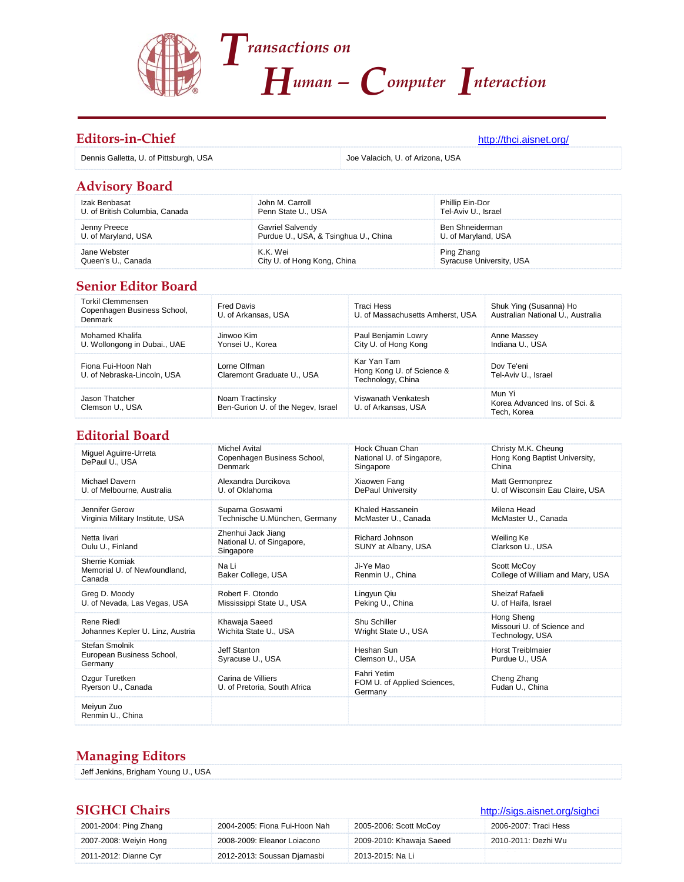# Transactions on Human – Computer Interaction

## Editors-in-Chief

http://thci.aisnet.org/

| | |
|---|---|
| Dennis Galletta, U. of Pittsburgh, USA | Joe Valacich, U. of Arizona, USA |

## Advisory Board

| | | |
|---|---|---|
| Izak Benbasat<br>U. of British Columbia, Canada | John M. Carroll<br>Penn State U., USA | Phillip Ein-Dor<br>Tel-Aviv U., Israel |
| Jenny Preece<br>U. of Maryland, USA | Gavriel Salvendy<br>Purdue U., USA, & Tsinghua U., China | Ben Shneiderman<br>U. of Maryland, USA |
| Jane Webster<br>Queen's U., Canada | K.K. Wei<br>City U. of Hong Kong, China | Ping Zhang<br>Syracuse University, USA |

## Senior Editor Board

| | | | |
|---|---|---|---|
| Torkil Clemmensen<br>Copenhagen Business School, Denmark | Fred Davis<br>U. of Arkansas, USA | Traci Hess<br>U. of Massachusetts Amherst, USA | Shuk Ying (Susanna) Ho<br>Australian National U., Australia |
| Mohamed Khalifa<br>U. Wollongong in Dubai., UAE | Jinwoo Kim<br>Yonsei U., Korea | Paul Benjamin Lowry<br>City U. of Hong Kong | Anne Massey<br>Indiana U., USA |
| Fiona Fui-Hoon Nah<br>U. of Nebraska-Lincoln, USA | Lorne Olfman<br>Claremont Graduate U., USA | Kar Yan Tam<br>Hong Kong U. of Science & Technology, China | Dov Te'eni<br>Tel-Aviv U., Israel |
| Jason Thatcher<br>Clemson U., USA | Noam Tractinsky<br>Ben-Gurion U. of the Negev, Israel | Viswanath Venkatesh<br>U. of Arkansas, USA | Mun Yi<br>Korea Advanced Ins. of Sci. & Tech, Korea |

## Editorial Board

| | | | |
|---|---|---|---|
| Miguel Aguirre-Urreta<br>DePaul U., USA | Michel Avital<br>Copenhagen Business School, Denmark | Hock Chuan Chan<br>National U. of Singapore, Singapore | Christy M.K. Cheung<br>Hong Kong Baptist University, China |
| Michael Davern<br>U. of Melbourne, Australia | Alexandra Durcikova<br>U. of Oklahoma | Xiaowen Fang<br>DePaul University | Matt Germonprez<br>U. of Wisconsin Eau Claire, USA |
| Jennifer Gerow<br>Virginia Military Institute, USA | Suparna Goswami<br>Technische U.München, Germany | Khaled Hassanein<br>McMaster U., Canada | Milena Head<br>McMaster U., Canada |
| Netta Iivari<br>Oulu U., Finland | Zhenhui Jack Jiang<br>National U. of Singapore, Singapore | Richard Johnson<br>SUNY at Albany, USA | Weiling Ke<br>Clarkson U., USA |
| Sherrie Komiak<br>Memorial U. of Newfoundland, Canada | Na Li<br>Baker College, USA | Ji-Ye Mao<br>Renmin U., China | Scott McCoy<br>College of William and Mary, USA |
| Greg D. Moody<br>U. of Nevada, Las Vegas, USA | Robert F. Otondo<br>Mississippi State U., USA | Lingyun Qiu<br>Peking U., China | Sheizaf Rafaeli<br>U. of Haifa, Israel |
| Rene Riedl<br>Johannes Kepler U. Linz, Austria | Khawaja Saeed<br>Wichita State U., USA | Shu Schiller<br>Wright State U., USA | Hong Sheng<br>Missouri U. of Science and Technology, USA |
| Stefan Smolnik<br>European Business School, Germany | Jeff Stanton<br>Syracuse U., USA | Heshan Sun<br>Clemson U., USA | Horst Treiblmaier<br>Purdue U., USA |
| Ozgur Turetken<br>Ryerson U., Canada | Carina de Villiers<br>U. of Pretoria, South Africa | Fahri Yetim<br>FOM U. of Applied Sciences, Germany | Cheng Zhang<br>Fudan U., China |
| Meiyun Zuo<br>Renmin U., China | | | |

## Managing Editors

| |
|---|
| Jeff Jenkins, Brigham Young U., USA |

## SIGHCI Chairs

http://sigs.aisnet.org/sighci

| | | | |
|---|---|---|---|
| 2001-2004: Ping Zhang | 2004-2005: Fiona Fui-Hoon Nah | 2005-2006: Scott McCoy | 2006-2007: Traci Hess |
| 2007-2008: Weiyin Hong | 2008-2009: Eleanor Loiacono | 2009-2010: Khawaja Saeed | 2010-2011: Dezhi Wu |
| 2011-2012: Dianne Cyr | 2012-2013: Soussan Djamasbi | 2013-2015: Na Li | |